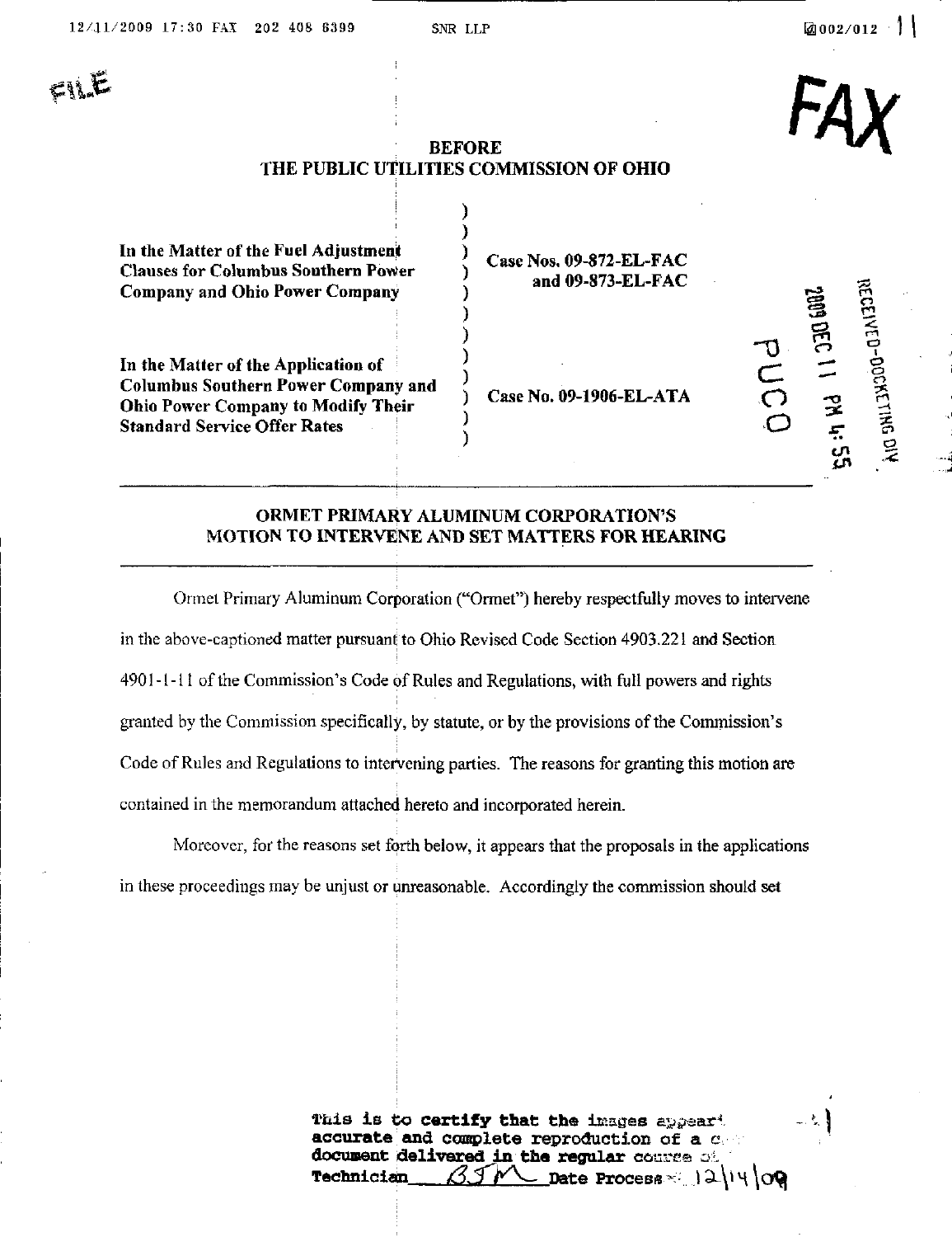FILE

FAX

## BEFORE
## THE PUBLIC UTILITIES COMMISSION OF OHIO

| | |
|---|---|
| **In the Matter of the Fuel Adjustment Clauses for Columbus Southern Power Company and Ohio Power Company** | **Case Nos. 09-872-EL-FAC and 09-873-EL-FAC** |
| **In the Matter of the Application of Columbus Southern Power Company and Ohio Power Company to Modify Their Standard Service Offer Rates** | **Case No. 09-1906-EL-ATA** |

RECEIVED-DOCKETING DIV
2009 DEC 11 PM 4:55
PUCO

## ORMET PRIMARY ALUMINUM CORPORATION'S MOTION TO INTERVENE AND SET MATTERS FOR HEARING

Ormet Primary Aluminum Corporation ("Ormet") hereby respectfully moves to intervene in the above-captioned matter pursuant to Ohio Revised Code Section 4903.221 and Section 4901-1-11 of the Commission's Code of Rules and Regulations, with full powers and rights granted by the Commission specifically, by statute, or by the provisions of the Commission's Code of Rules and Regulations to intervening parties. The reasons for granting this motion are contained in the memorandum attached hereto and incorporated herein.

Moreover, for the reasons set forth below, it appears that the proposals in the applications in these proceedings may be unjust or unreasonable. Accordingly the commission should set

**This is to certify that the images appear... accurate and complete reproduction of a c... document delivered in the regular course o... Technician** BJM **Date Process** 12/14/09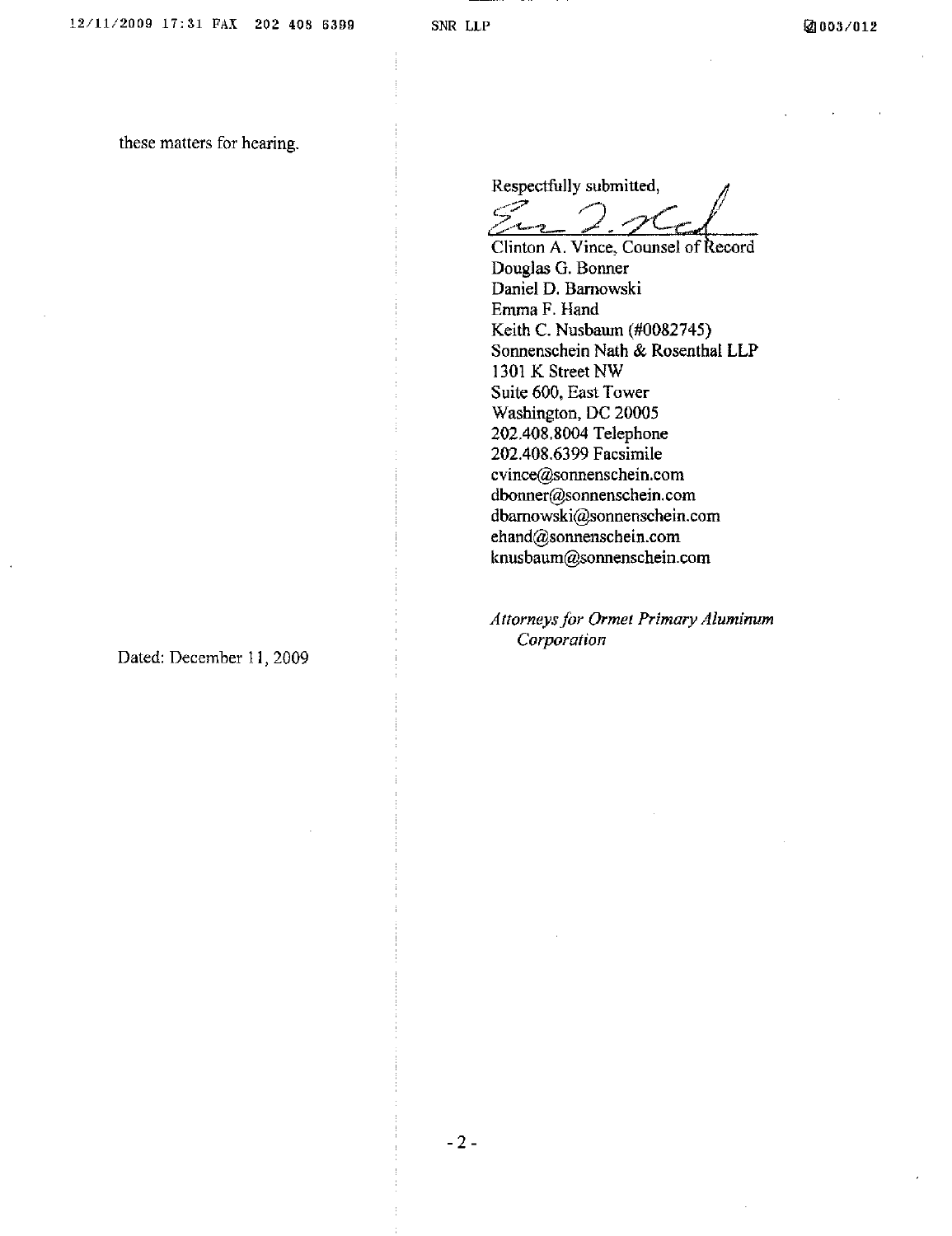these matters for hearing.

Respectfully submitted,

Clinton A. Vince, Counsel of Record  
Douglas G. Bonner  
Daniel D. Barnowski  
Emma F. Hand  
Keith C. Nusbaum (#0082745)  
Sonnenschein Nath & Rosenthal LLP  
1301 K Street NW  
Suite 600, East Tower  
Washington, DC 20005  
202.408.8004 Telephone  
202.408.6399 Facsimile  
cvince@sonnenschein.com  
dbonner@sonnenschein.com  
dbarnowski@sonnenschein.com  
ehand@sonnenschein.com  
knusbaum@sonnenschein.com

*Attorneys for Ormet Primary Aluminum Corporation*

Dated: December 11, 2009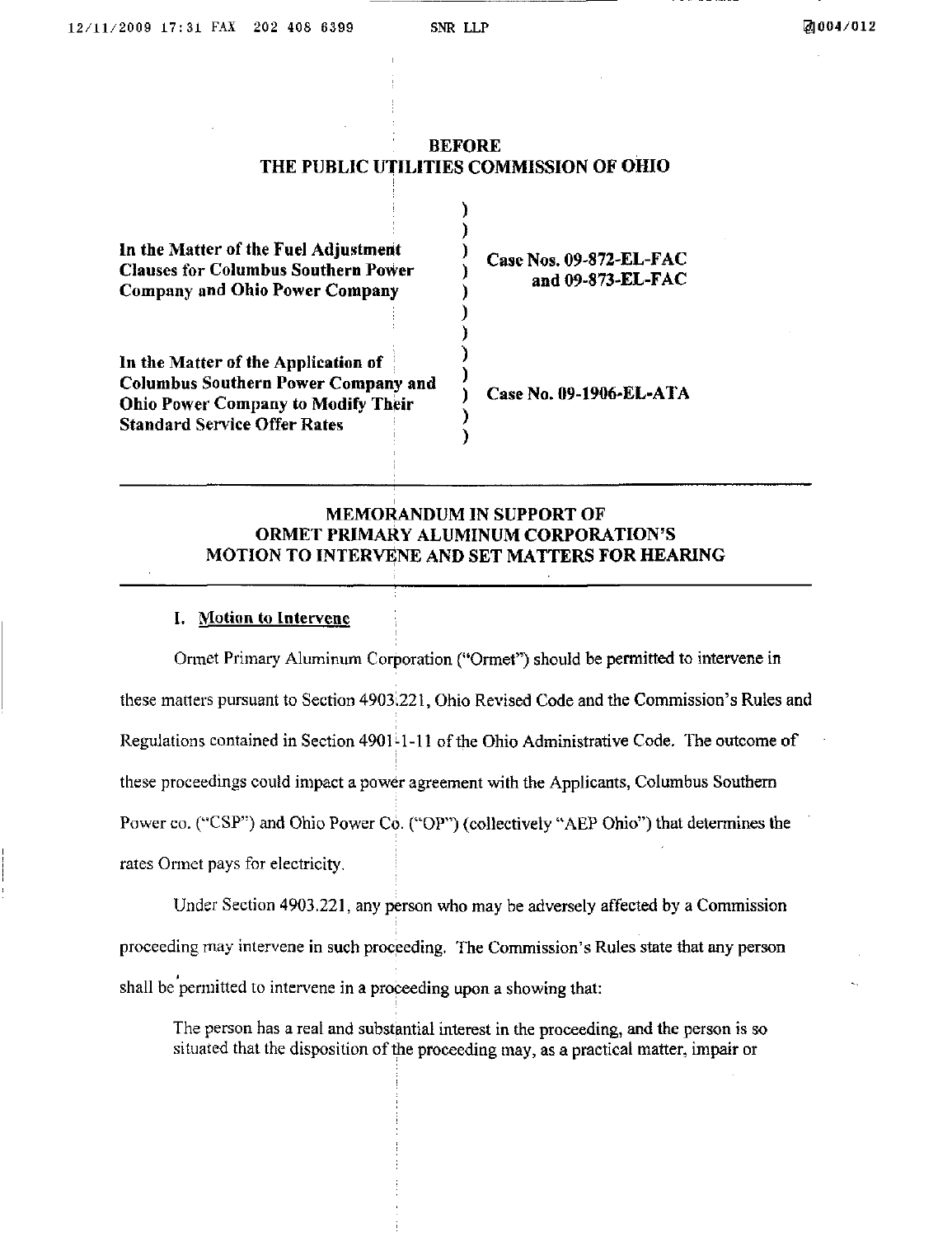**BEFORE**
**THE PUBLIC UTILITIES COMMISSION OF OHIO**

| | | |
|---|---|---|
| **In the Matter of the Fuel Adjustment Clauses for Columbus Southern Power Company and Ohio Power Company** | ) | **Case Nos. 09-872-EL-FAC and 09-873-EL-FAC** |
| **In the Matter of the Application of Columbus Southern Power Company and Ohio Power Company to Modify Their Standard Service Offer Rates** | ) | **Case No. 09-1906-EL-ATA** |

---

## MEMORANDUM IN SUPPORT OF ORMET PRIMARY ALUMINUM CORPORATION'S MOTION TO INTERVENE AND SET MATTERS FOR HEARING

---

### I. Motion to Intervene

Ormet Primary Aluminum Corporation ("Ormet") should be permitted to intervene in these matters pursuant to Section 4903.221, Ohio Revised Code and the Commission's Rules and Regulations contained in Section 4901-1-11 of the Ohio Administrative Code. The outcome of these proceedings could impact a power agreement with the Applicants, Columbus Southern Power co. ("CSP") and Ohio Power Co. ("OP") (collectively "AEP Ohio") that determines the rates Ormet pays for electricity.

Under Section 4903.221, any person who may be adversely affected by a Commission proceeding may intervene in such proceeding. The Commission's Rules state that any person shall be permitted to intervene in a proceeding upon a showing that:

> The person has a real and substantial interest in the proceeding, and the person is so situated that the disposition of the proceeding may, as a practical matter, impair or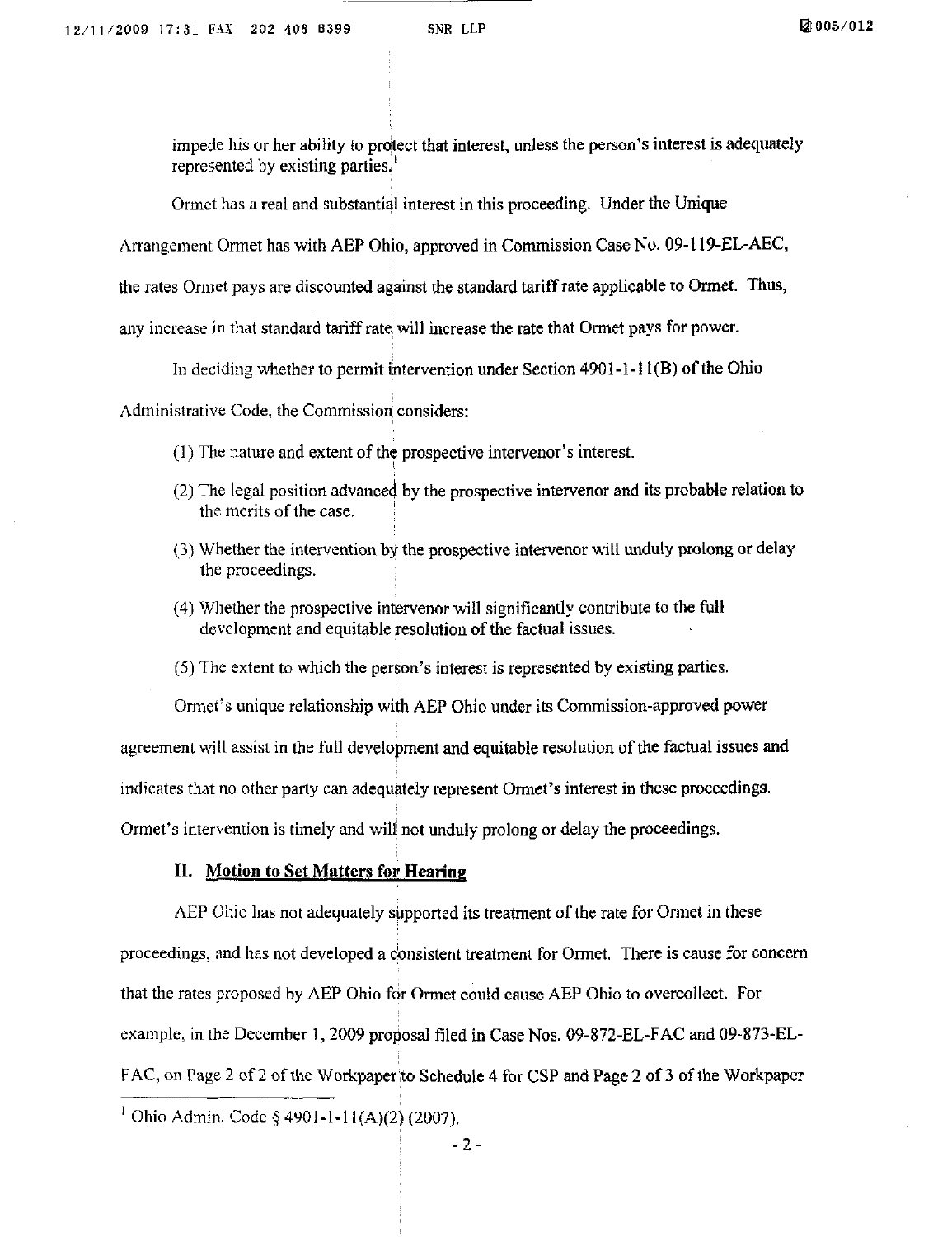impede his or her ability to protect that interest, unless the person's interest is adequately represented by existing parties.[1]

Ormet has a real and substantial interest in this proceeding. Under the Unique Arrangement Ormet has with AEP Ohio, approved in Commission Case No. 09-119-EL-AEC, the rates Ormet pays are discounted against the standard tariff rate applicable to Ormet. Thus, any increase in that standard tariff rate will increase the rate that Ormet pays for power.

In deciding whether to permit intervention under Section 4901-1-11(B) of the Ohio Administrative Code, the Commission considers:

(1) The nature and extent of the prospective intervenor's interest.

(2) The legal position advanced by the prospective intervenor and its probable relation to the merits of the case.

(3) Whether the intervention by the prospective intervenor will unduly prolong or delay the proceedings.

(4) Whether the prospective intervenor will significantly contribute to the full development and equitable resolution of the factual issues.

(5) The extent to which the person's interest is represented by existing parties.

Ormet's unique relationship with AEP Ohio under its Commission-approved power agreement will assist in the full development and equitable resolution of the factual issues and indicates that no other party can adequately represent Ormet's interest in these proceedings. Ormet's intervention is timely and will not unduly prolong or delay the proceedings.

## II. Motion to Set Matters for Hearing

AEP Ohio has not adequately supported its treatment of the rate for Ormet in these proceedings, and has not developed a consistent treatment for Ormet. There is cause for concern that the rates proposed by AEP Ohio for Ormet could cause AEP Ohio to overcollect. For example, in the December 1, 2009 proposal filed in Case Nos. 09-872-EL-FAC and 09-873-EL-FAC, on Page 2 of 2 of the Workpaper to Schedule 4 for CSP and Page 2 of 3 of the Workpaper

[1] Ohio Admin. Code § 4901-1-11(A)(2) (2007).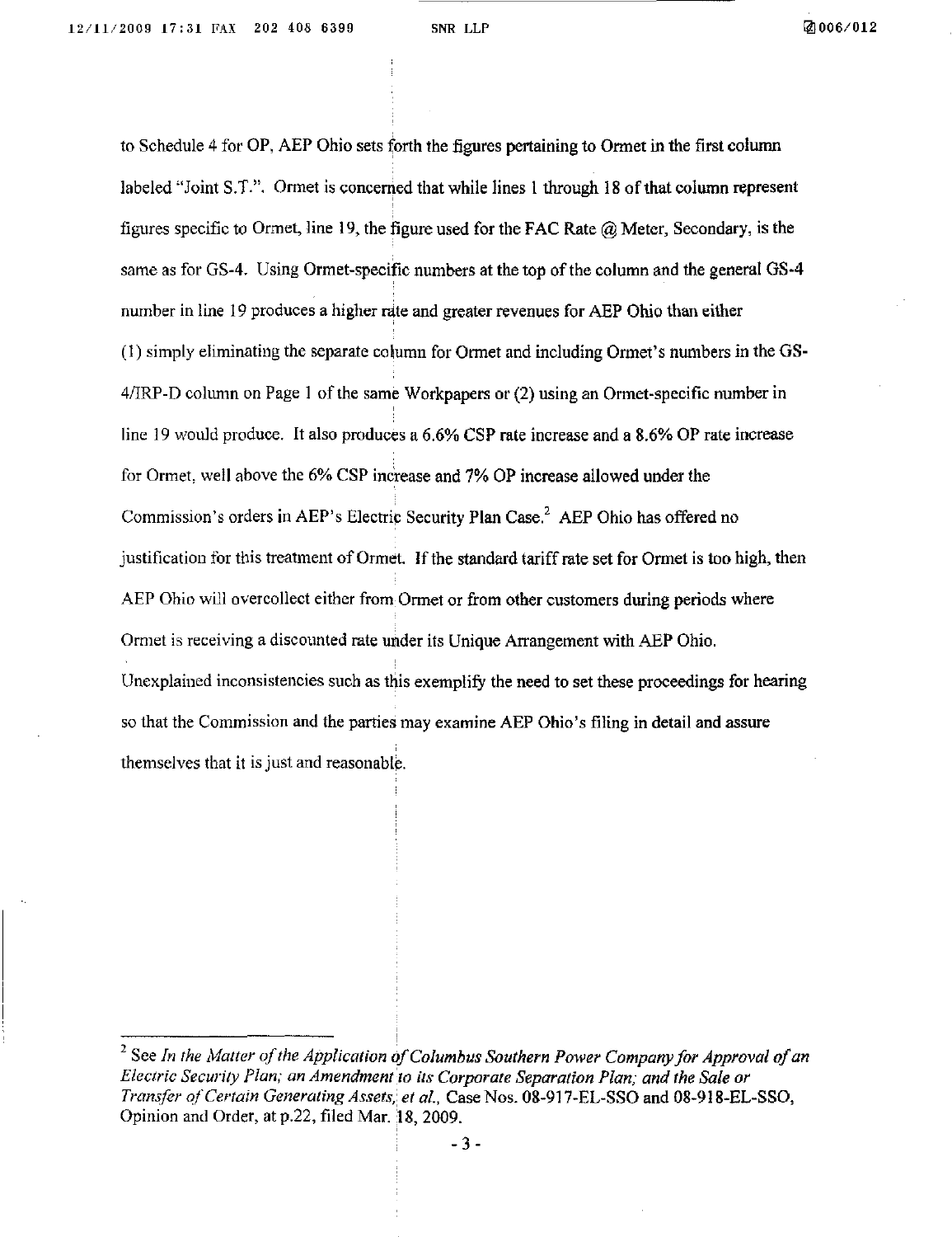to Schedule 4 for OP, AEP Ohio sets forth the figures pertaining to Ormet in the first column labeled "Joint S.T.". Ormet is concerned that while lines 1 through 18 of that column represent figures specific to Ormet, line 19, the figure used for the FAC Rate @ Meter, Secondary, is the same as for GS-4. Using Ormet-specific numbers at the top of the column and the general GS-4 number in line 19 produces a higher rate and greater revenues for AEP Ohio than either (1) simply eliminating the separate column for Ormet and including Ormet's numbers in the GS-4/IRP-D column on Page 1 of the same Workpapers or (2) using an Ormet-specific number in line 19 would produce. It also produces a 6.6% CSP rate increase and a 8.6% OP rate increase for Ormet, well above the 6% CSP increase and 7% OP increase allowed under the Commission's orders in AEP's Electric Security Plan Case.[2] AEP Ohio has offered no justification for this treatment of Ormet. If the standard tariff rate set for Ormet is too high, then AEP Ohio will overcollect either from Ormet or from other customers during periods where Ormet is receiving a discounted rate under its Unique Arrangement with AEP Ohio. Unexplained inconsistencies such as this exemplify the need to set these proceedings for hearing so that the Commission and the parties may examine AEP Ohio's filing in detail and assure themselves that it is just and reasonable.

---

[2] See *In the Matter of the Application of Columbus Southern Power Company for Approval of an Electric Security Plan; an Amendment to its Corporate Separation Plan; and the Sale or Transfer of Certain Generating Assets, et al.*, Case Nos. 08-917-EL-SSO and 08-918-EL-SSO, Opinion and Order, at p.22, filed Mar. 18, 2009.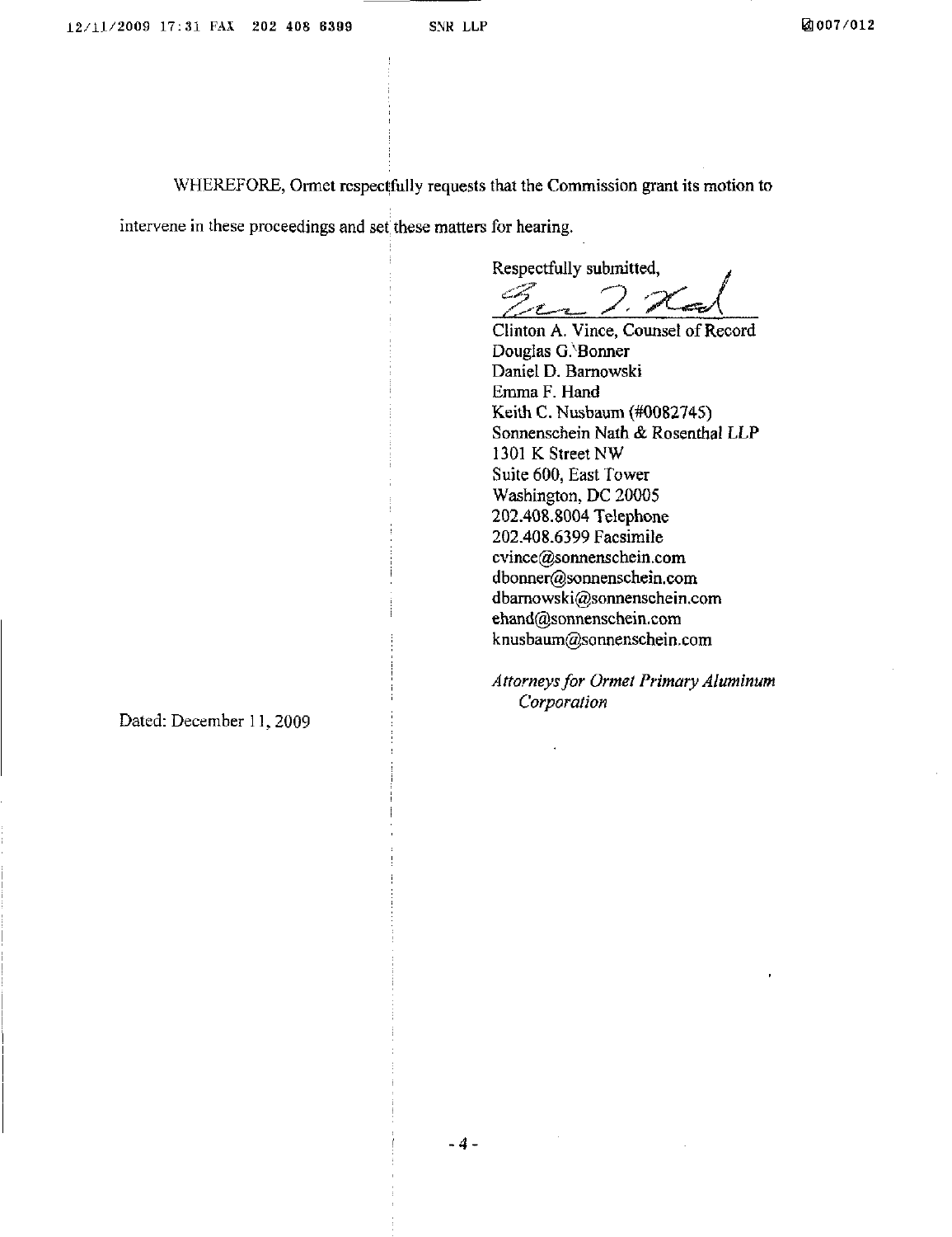WHEREFORE, Ormet respectfully requests that the Commission grant its motion to intervene in these proceedings and set these matters for hearing.

Respectfully submitted,

Clinton A. Vince, Counsel of Record
Douglas G. Bonner
Daniel D. Barnowski
Emma F. Hand
Keith C. Nusbaum (#0082745)
Sonnenschein Nath & Rosenthal LLP
1301 K Street NW
Suite 600, East Tower
Washington, DC 20005
202.408.8004 Telephone
202.408.6399 Facsimile
cvince@sonnenschein.com
dbonner@sonnenschein.com
dbarnowski@sonnenschein.com
ehand@sonnenschein.com
knusbaum@sonnenschein.com

*Attorneys for Ormet Primary Aluminum Corporation*

Dated: December 11, 2009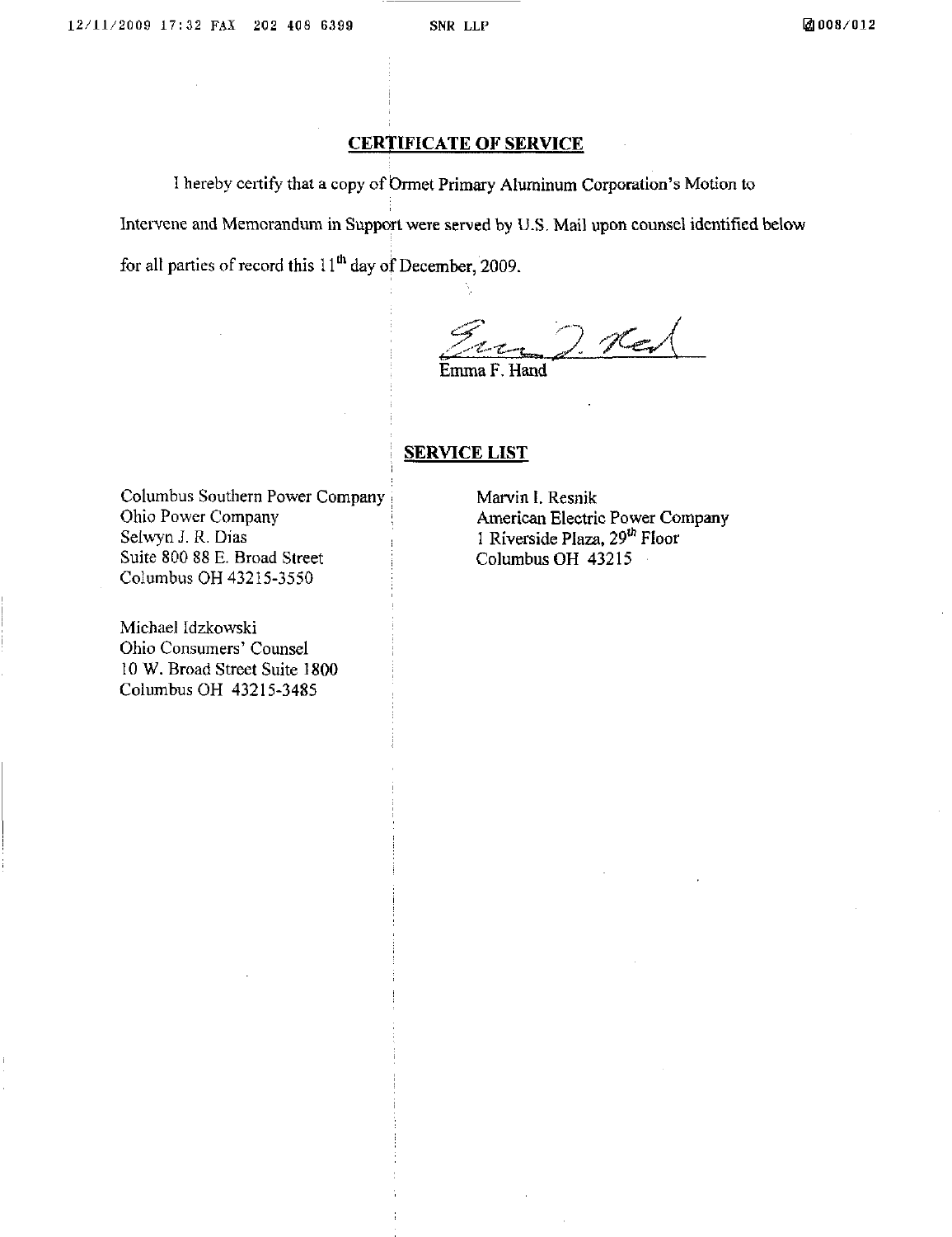## CERTIFICATE OF SERVICE

I hereby certify that a copy of Ormet Primary Aluminum Corporation's Motion to Intervene and Memorandum in Support were served by U.S. Mail upon counsel identified below for all parties of record this 11th day of December, 2009.

Emma F. Hand

## SERVICE LIST

Columbus Southern Power Company
Ohio Power Company
Selwyn J. R. Dias
Suite 800 88 E. Broad Street
Columbus OH 43215-3550

Michael Idzkowski
Ohio Consumers' Counsel
10 W. Broad Street Suite 1800
Columbus OH 43215-3485

Marvin I. Resnik
American Electric Power Company
1 Riverside Plaza, 29th Floor
Columbus OH 43215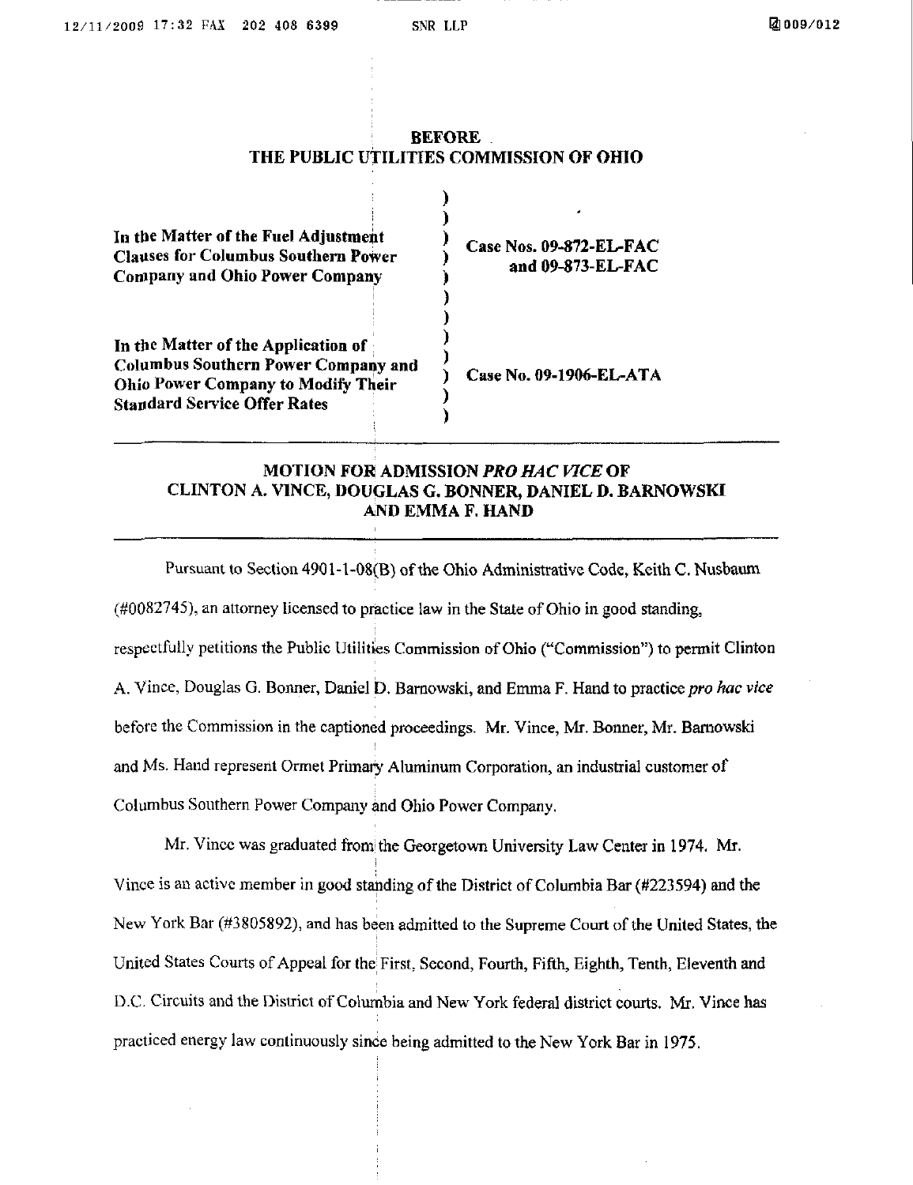**BEFORE**
**THE PUBLIC UTILITIES COMMISSION OF OHIO**

| | |
|---|---|
| **In the Matter of the Fuel Adjustment Clauses for Columbus Southern Power Company and Ohio Power Company** | **Case Nos. 09-872-EL-FAC and 09-873-EL-FAC** |
| **In the Matter of the Application of Columbus Southern Power Company and Ohio Power Company to Modify Their Standard Service Offer Rates** | **Case No. 09-1906-EL-ATA** |

---

**MOTION FOR ADMISSION *PRO HAC VICE* OF CLINTON A. VINCE, DOUGLAS G. BONNER, DANIEL D. BARNOWSKI AND EMMA F. HAND**

---

Pursuant to Section 4901-1-08(B) of the Ohio Administrative Code, Keith C. Nusbaum (#0082745), an attorney licensed to practice law in the State of Ohio in good standing, respectfully petitions the Public Utilities Commission of Ohio ("Commission") to permit Clinton A. Vince, Douglas G. Bonner, Daniel D. Barnowski, and Emma F. Hand to practice *pro hac vice* before the Commission in the captioned proceedings. Mr. Vince, Mr. Bonner, Mr. Barnowski and Ms. Hand represent Ormet Primary Aluminum Corporation, an industrial customer of Columbus Southern Power Company and Ohio Power Company.

Mr. Vince was graduated from the Georgetown University Law Center in 1974. Mr. Vince is an active member in good standing of the District of Columbia Bar (#223594) and the New York Bar (#3805892), and has been admitted to the Supreme Court of the United States, the United States Courts of Appeal for the First, Second, Fourth, Fifth, Eighth, Tenth, Eleventh and D.C. Circuits and the District of Columbia and New York federal district courts. Mr. Vince has practiced energy law continuously since being admitted to the New York Bar in 1975.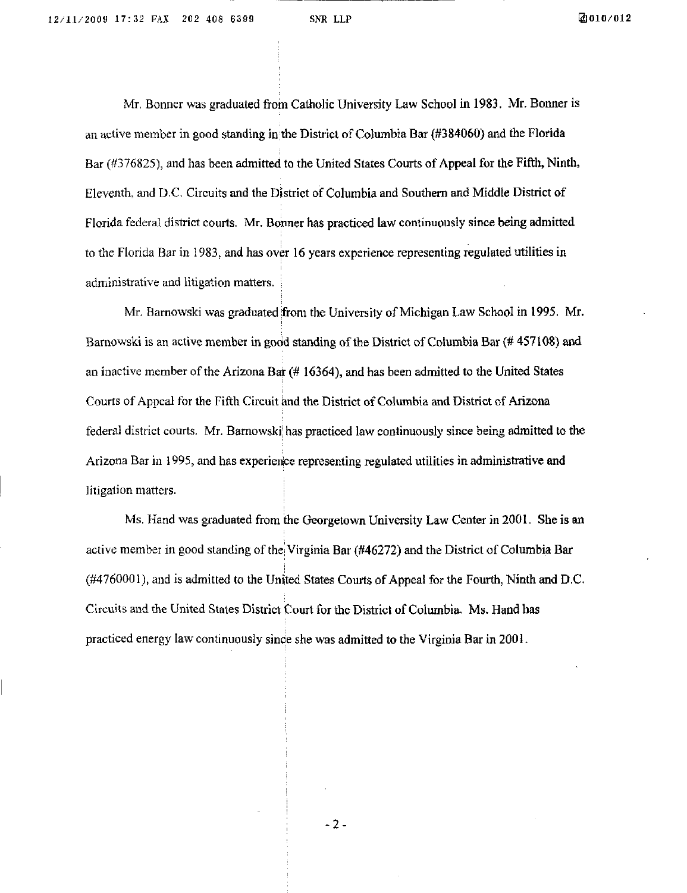Mr. Bonner was graduated from Catholic University Law School in 1983. Mr. Bonner is an active member in good standing in the District of Columbia Bar (#384060) and the Florida Bar (#376825), and has been admitted to the United States Courts of Appeal for the Fifth, Ninth, Eleventh, and D.C. Circuits and the District of Columbia and Southern and Middle District of Florida federal district courts. Mr. Bonner has practiced law continuously since being admitted to the Florida Bar in 1983, and has over 16 years experience representing regulated utilities in administrative and litigation matters.

Mr. Barnowski was graduated from the University of Michigan Law School in 1995. Mr. Barnowski is an active member in good standing of the District of Columbia Bar (# 457108) and an inactive member of the Arizona Bar (# 16364), and has been admitted to the United States Courts of Appeal for the Fifth Circuit and the District of Columbia and District of Arizona federal district courts. Mr. Barnowski has practiced law continuously since being admitted to the Arizona Bar in 1995, and has experience representing regulated utilities in administrative and litigation matters.

Ms. Hand was graduated from the Georgetown University Law Center in 2001. She is an active member in good standing of the Virginia Bar (#46272) and the District of Columbia Bar (#4760001), and is admitted to the United States Courts of Appeal for the Fourth, Ninth and D.C. Circuits and the United States District Court for the District of Columbia. Ms. Hand has practiced energy law continuously since she was admitted to the Virginia Bar in 2001.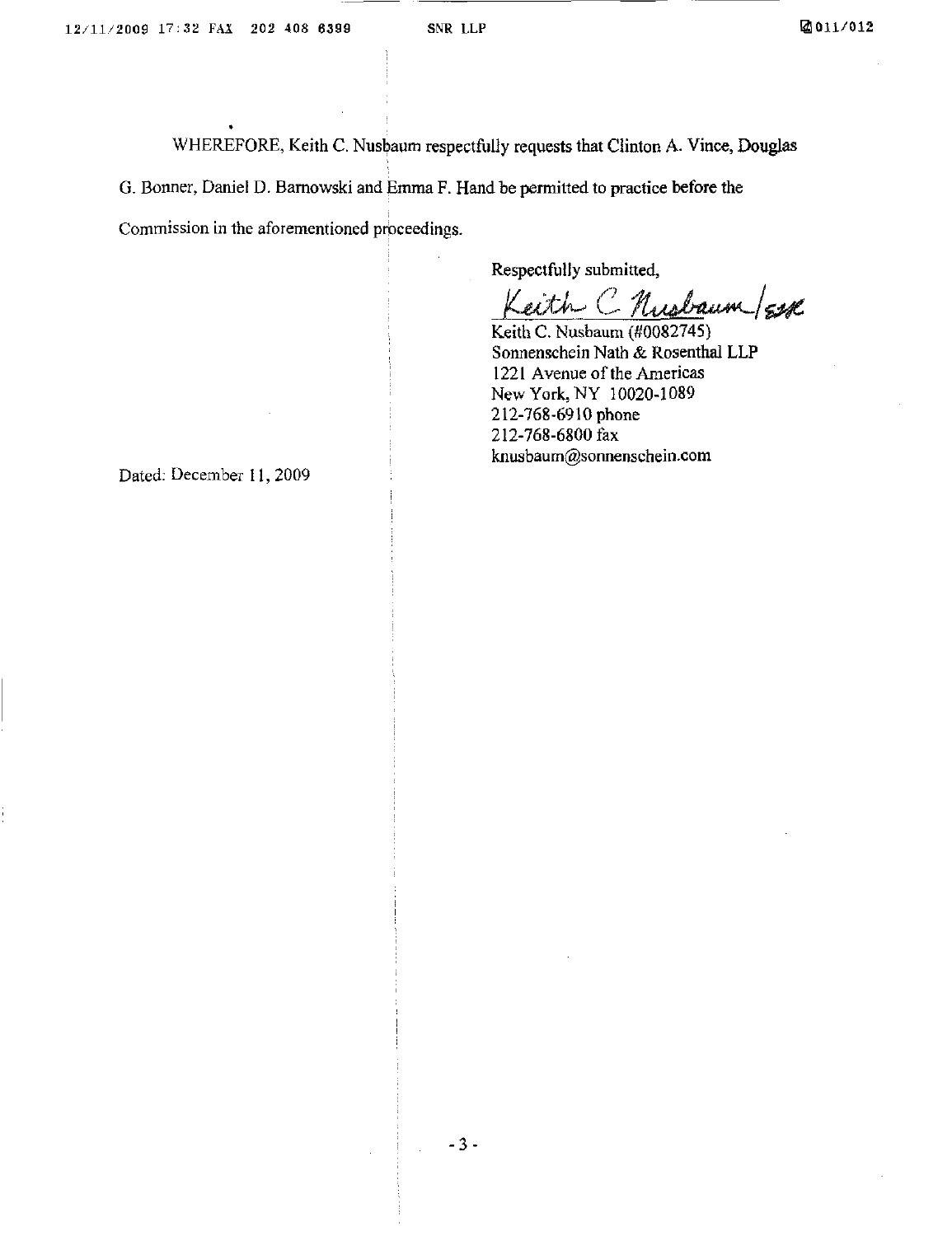WHEREFORE, Keith C. Nusbaum respectfully requests that Clinton A. Vince, Douglas G. Bonner, Daniel D. Barnowski and Emma F. Hand be permitted to practice before the Commission in the aforementioned proceedings.

Respectfully submitted,

Keith C Nusbaum /esk

Keith C. Nusbaum (#0082745)
Sonnenschein Nath & Rosenthal LLP
1221 Avenue of the Americas
New York, NY 10020-1089
212-768-6910 phone
212-768-6800 fax
knusbaum@sonnenschein.com

Dated: December 11, 2009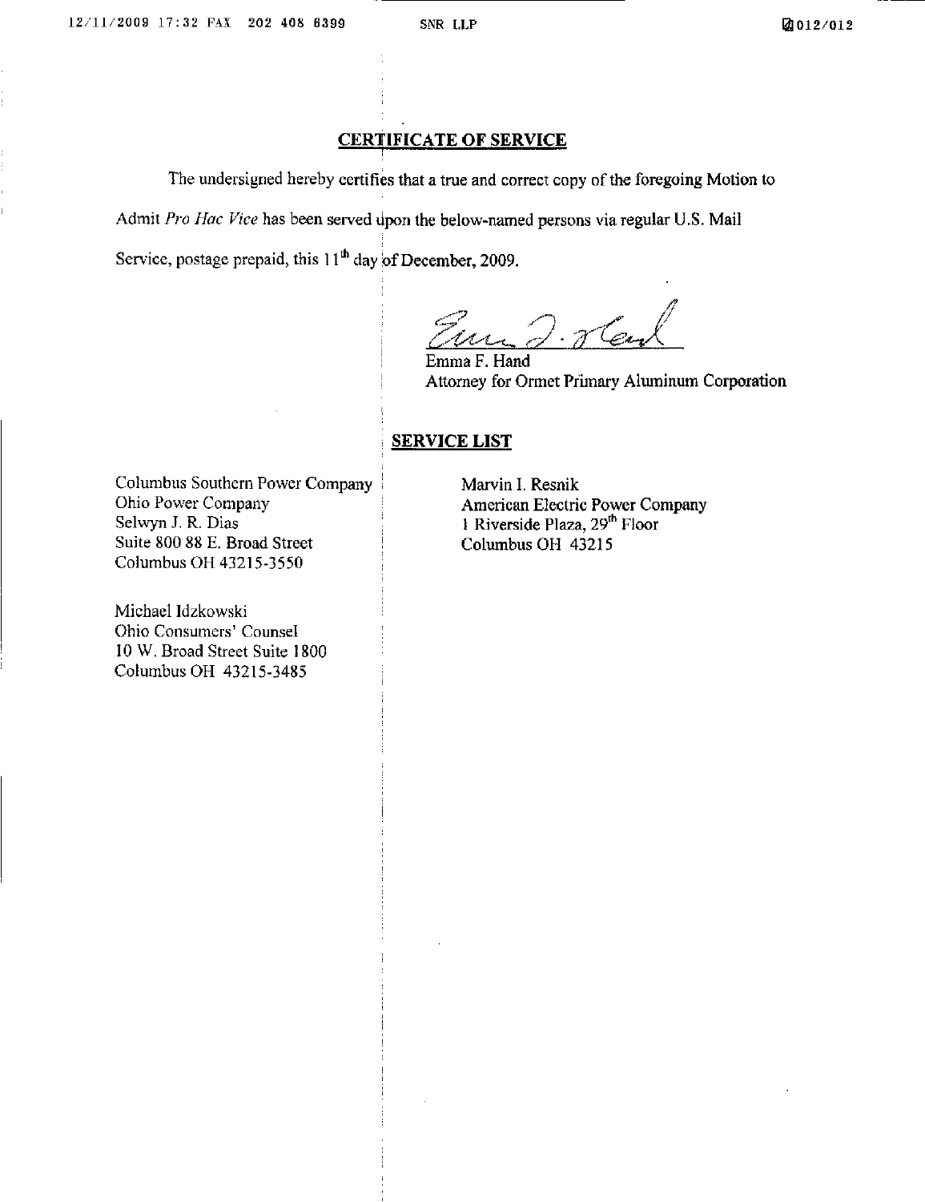## CERTIFICATE OF SERVICE

The undersigned hereby certifies that a true and correct copy of the foregoing Motion to Admit *Pro Hac Vice* has been served upon the below-named persons via regular U.S. Mail Service, postage prepaid, this 11th day of December, 2009.

Emma F. Hand
Attorney for Ormet Primary Aluminum Corporation

## SERVICE LIST

Columbus Southern Power Company
Ohio Power Company
Selwyn J. R. Dias
Suite 800 88 E. Broad Street
Columbus OH 43215-3550

Michael Idzkowski
Ohio Consumers' Counsel
10 W. Broad Street Suite 1800
Columbus OH 43215-3485

Marvin I. Resnik
American Electric Power Company
1 Riverside Plaza, 29th Floor
Columbus OH 43215